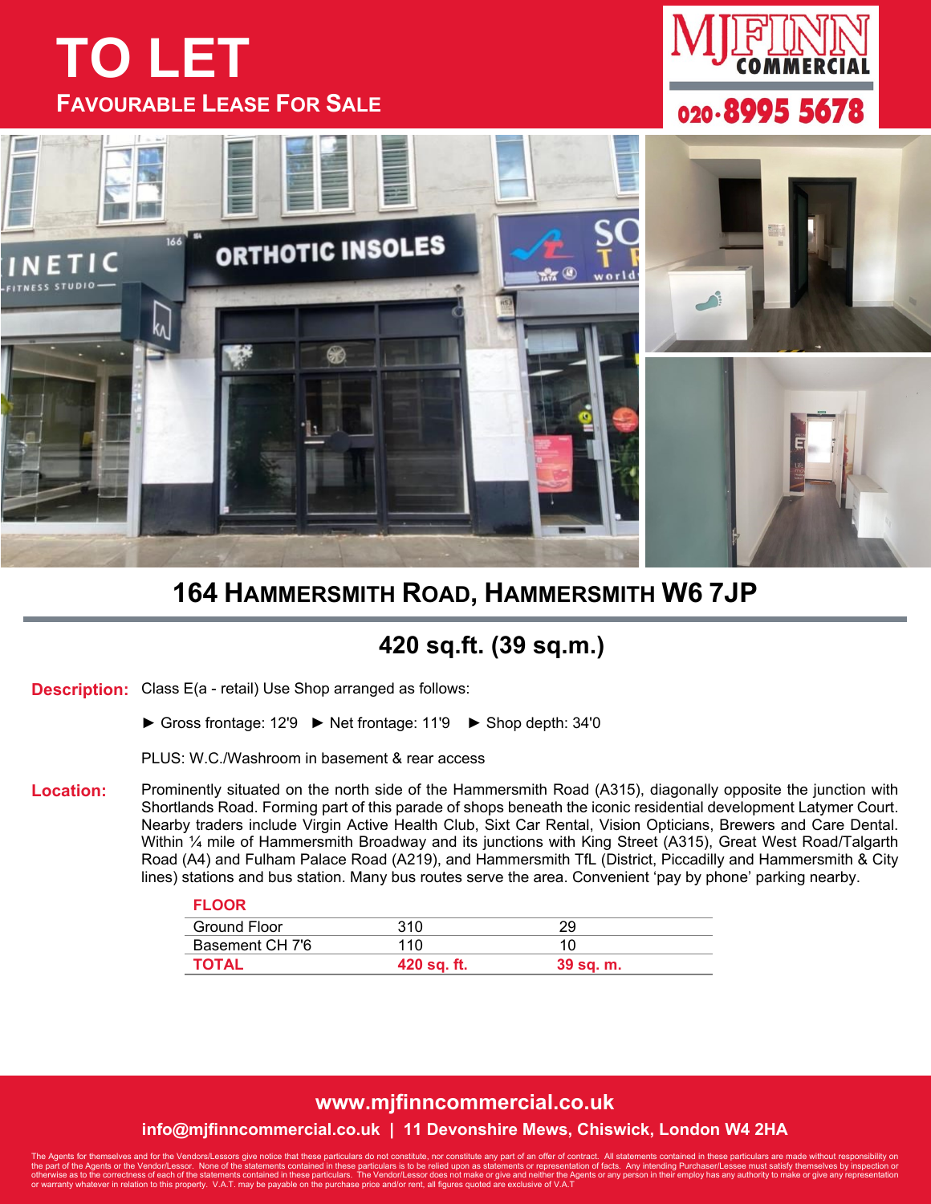# TO LET

## FAVOURABLE LEASE FOR SALE

MJFINN COMMERCIAL

020-8995 5678

## 164 HAMMERSMITH ROAD, HAMMERSMITH W6 7JP

### 420 sq.ft. (39 sq.m.)

**Description:** Class E(a - retail) Use Shop arranged as follows:

► Gross frontage: 12'9 ► Net frontage: 11'9 ► Shop depth: 34'0

PLUS: W.C./Washroom in basement & rear access

**Location:** Prominently situated on the north side of the Hammersmith Road (A315), diagonally opposite the junction with Shortlands Road. Forming part of this parade of shops beneath the iconic residential development Latymer Court. Nearby traders include Virgin Active Health Club, Sixt Car Rental, Vision Opticians, Brewers and Care Dental. Within ¼ mile of Hammersmith Broadway and its junctions with King Street (A315), Great West Road/Talgarth Road (A4) and Fulham Palace Road (A219), and Hammersmith TfL (District, Piccadilly and Hammersmith & City lines) stations and bus station. Many bus routes serve the area. Convenient 'pay by phone' parking nearby.

| FLOOR | | |
|---|---|---|
| Ground Floor | 310 | 29 |
| Basement CH 7'6 | 110 | 10 |
| **TOTAL** | **420 sq. ft.** | **39 sq. m.** |

**www.mjfinncommercial.co.uk**

**info@mjfinncommercial.co.uk | 11 Devonshire Mews, Chiswick, London W4 2HA**

The Agents for themselves and for the Vendors/Lessors give notice that these particulars do not constitute, nor constitute any part of an offer of contract. All statements contained in these particulars are made without responsibility on the part of the Agents or the Vendor/Lessor. None of the statements contained in these particulars is to be relied upon as statements or representation of facts. Any intending Purchaser/Lessee must satisfy themselves by inspection or otherwise as to the correctness of each of the statements contained in these particulars. The Vendor/Lessor does not make or give and neither the Agents or any person in their employ has any authority to make or give any representation or warranty whatever in relation to this property. V.A.T. may be payable on the purchase price and/or rent, all figures quoted are exclusive of V.A.T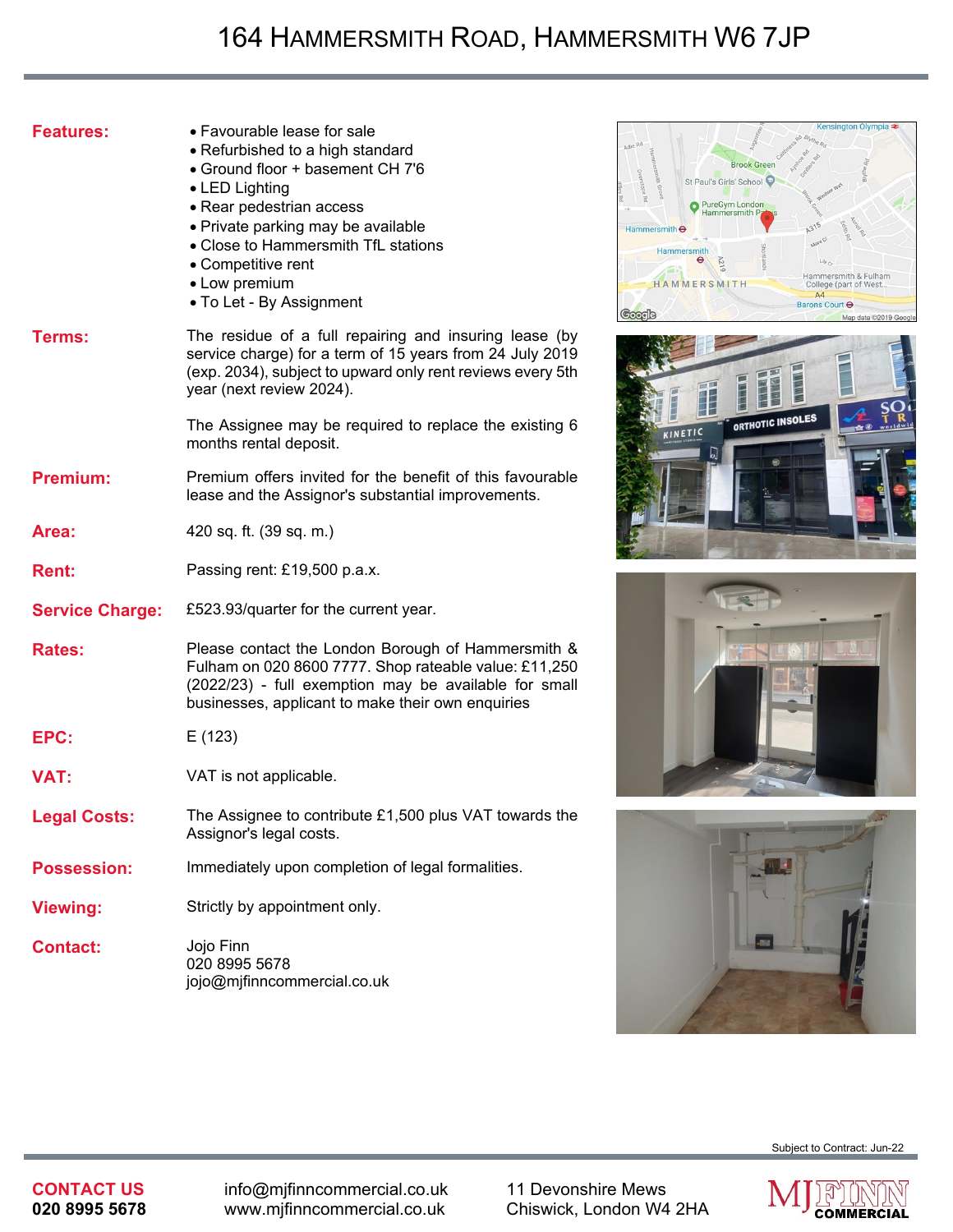# 164 Hammersmith Road, Hammersmith W6 7JP

**Features:**

- Favourable lease for sale
- Refurbished to a high standard
- Ground floor + basement CH 7'6
- LED Lighting
- Rear pedestrian access
- Private parking may be available
- Close to Hammersmith TfL stations
- Competitive rent
- Low premium
- To Let - By Assignment

**Terms:** The residue of a full repairing and insuring lease (by service charge) for a term of 15 years from 24 July 2019 (exp. 2034), subject to upward only rent reviews every 5th year (next review 2024).

The Assignee may be required to replace the existing 6 months rental deposit.

**Premium:** Premium offers invited for the benefit of this favourable lease and the Assignor's substantial improvements.

**Area:** 420 sq. ft. (39 sq. m.)

**Rent:** Passing rent: £19,500 p.a.x.

**Service Charge:** £523.93/quarter for the current year.

**Rates:** Please contact the London Borough of Hammersmith & Fulham on 020 8600 7777. Shop rateable value: £11,250 (2022/23) - full exemption may be available for small businesses, applicant to make their own enquiries

**EPC:** E (123)

**VAT:** VAT is not applicable.

**Legal Costs:** The Assignee to contribute £1,500 plus VAT towards the Assignor's legal costs.

**Possession:** Immediately upon completion of legal formalities.

**Viewing:** Strictly by appointment only.

**Contact:** Jojo Finn
020 8995 5678
jojo@mjfinncommercial.co.uk

Subject to Contract: Jun-22

**CONTACT US**
**020 8995 5678**

info@mjfinncommercial.co.uk
www.mjfinncommercial.co.uk

11 Devonshire Mews
Chiswick, London W4 2HA

MJ FINN COMMERCIAL